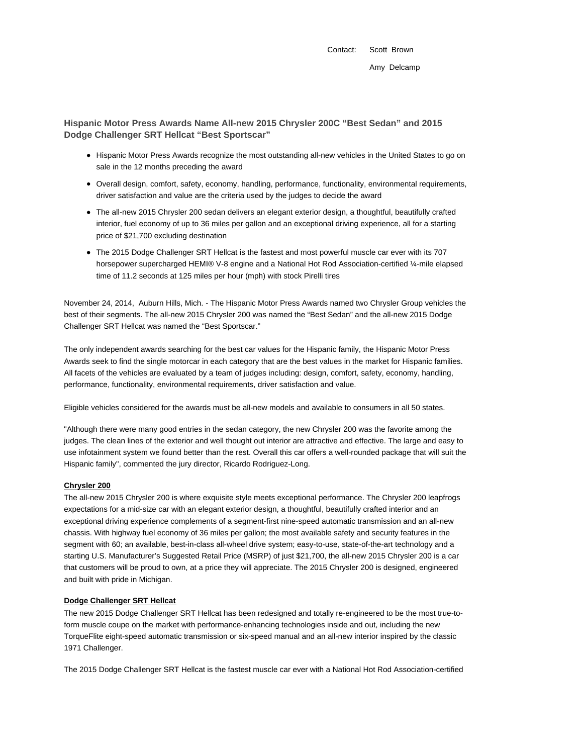Contact: Scott Brown

Amy Delcamp

## Hispanic Motor Press Awards Name All-new 2015 Chrysler 200C "Best Sedan" and 2015 Dodge Challenger SRT Hellcat "Best Sportscar"

- Hispanic Motor Press Awards recognize the most outstanding all-new vehicles in the United States to go on sale in the 12 months preceding the award
- Overall design, comfort, safety, economy, handling, performance, functionality, environmental requirements, driver satisfaction and value are the criteria used by the judges to decide the award
- The all-new 2015 Chrysler 200 sedan delivers an elegant exterior design, a thoughtful, beautifully crafted interior, fuel economy of up to 36 miles per gallon and an exceptional driving experience, all for a starting price of $21,700 excluding destination
- The 2015 Dodge Challenger SRT Hellcat is the fastest and most powerful muscle car ever with its 707 horsepower supercharged HEMI® V-8 engine and a National Hot Rod Association-certified ¼-mile elapsed time of 11.2 seconds at 125 miles per hour (mph) with stock Pirelli tires

November 24, 2014, Auburn Hills, Mich. - The Hispanic Motor Press Awards named two Chrysler Group vehicles the best of their segments. The all-new 2015 Chrysler 200 was named the "Best Sedan" and the all-new 2015 Dodge Challenger SRT Hellcat was named the "Best Sportscar."

The only independent awards searching for the best car values for the Hispanic family, the Hispanic Motor Press Awards seek to find the single motorcar in each category that are the best values in the market for Hispanic families. All facets of the vehicles are evaluated by a team of judges including: design, comfort, safety, economy, handling, performance, functionality, environmental requirements, driver satisfaction and value.

Eligible vehicles considered for the awards must be all-new models and available to consumers in all 50 states.

"Although there were many good entries in the sedan category, the new Chrysler 200 was the favorite among the judges. The clean lines of the exterior and well thought out interior are attractive and effective. The large and easy to use infotainment system we found better than the rest. Overall this car offers a well-rounded package that will suit the Hispanic family", commented the jury director, Ricardo Rodriguez-Long.

**Chrysler 200**

The all-new 2015 Chrysler 200 is where exquisite style meets exceptional performance. The Chrysler 200 leapfrogs expectations for a mid-size car with an elegant exterior design, a thoughtful, beautifully crafted interior and an exceptional driving experience complements of a segment-first nine-speed automatic transmission and an all-new chassis. With highway fuel economy of 36 miles per gallon; the most available safety and security features in the segment with 60; an available, best-in-class all-wheel drive system; easy-to-use, state-of-the-art technology and a starting U.S. Manufacturer's Suggested Retail Price (MSRP) of just $21,700, the all-new 2015 Chrysler 200 is a car that customers will be proud to own, at a price they will appreciate. The 2015 Chrysler 200 is designed, engineered and built with pride in Michigan.

**Dodge Challenger SRT Hellcat**

The new 2015 Dodge Challenger SRT Hellcat has been redesigned and totally re-engineered to be the most true-to-form muscle coupe on the market with performance-enhancing technologies inside and out, including the new TorqueFlite eight-speed automatic transmission or six-speed manual and an all-new interior inspired by the classic 1971 Challenger.

The 2015 Dodge Challenger SRT Hellcat is the fastest muscle car ever with a National Hot Rod Association-certified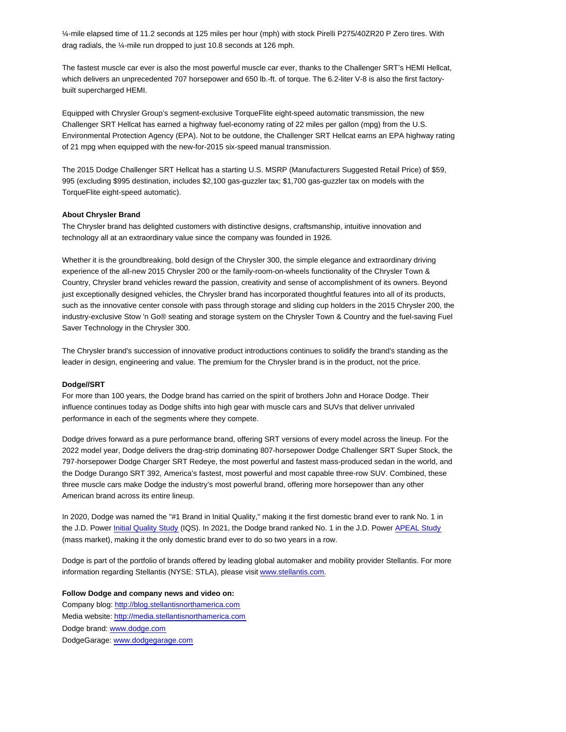¼-mile elapsed time of 11.2 seconds at 125 miles per hour (mph) with stock Pirelli P275/40ZR20 P Zero tires. With drag radials, the ¼-mile run dropped to just 10.8 seconds at 126 mph.

The fastest muscle car ever is also the most powerful muscle car ever, thanks to the Challenger SRT's HEMI Hellcat, which delivers an unprecedented 707 horsepower and 650 lb.-ft. of torque. The 6.2-liter V-8 is also the first factory-built supercharged HEMI.

Equipped with Chrysler Group's segment-exclusive TorqueFlite eight-speed automatic transmission, the new Challenger SRT Hellcat has earned a highway fuel-economy rating of 22 miles per gallon (mpg) from the U.S. Environmental Protection Agency (EPA). Not to be outdone, the Challenger SRT Hellcat earns an EPA highway rating of 21 mpg when equipped with the new-for-2015 six-speed manual transmission.

The 2015 Dodge Challenger SRT Hellcat has a starting U.S. MSRP (Manufacturers Suggested Retail Price) of $59, 995 (excluding $995 destination, includes $2,100 gas-guzzler tax; $1,700 gas-guzzler tax on models with the TorqueFlite eight-speed automatic).

**About Chrysler Brand**

The Chrysler brand has delighted customers with distinctive designs, craftsmanship, intuitive innovation and technology all at an extraordinary value since the company was founded in 1926.

Whether it is the groundbreaking, bold design of the Chrysler 300, the simple elegance and extraordinary driving experience of the all-new 2015 Chrysler 200 or the family-room-on-wheels functionality of the Chrysler Town & Country, Chrysler brand vehicles reward the passion, creativity and sense of accomplishment of its owners. Beyond just exceptionally designed vehicles, the Chrysler brand has incorporated thoughtful features into all of its products, such as the innovative center console with pass through storage and sliding cup holders in the 2015 Chrysler 200, the industry-exclusive Stow 'n Go® seating and storage system on the Chrysler Town & Country and the fuel-saving Fuel Saver Technology in the Chrysler 300.

The Chrysler brand's succession of innovative product introductions continues to solidify the brand's standing as the leader in design, engineering and value. The premium for the Chrysler brand is in the product, not the price.

**Dodge//SRT**

For more than 100 years, the Dodge brand has carried on the spirit of brothers John and Horace Dodge. Their influence continues today as Dodge shifts into high gear with muscle cars and SUVs that deliver unrivaled performance in each of the segments where they compete.

Dodge drives forward as a pure performance brand, offering SRT versions of every model across the lineup. For the 2022 model year, Dodge delivers the drag-strip dominating 807-horsepower Dodge Challenger SRT Super Stock, the 797-horsepower Dodge Charger SRT Redeye, the most powerful and fastest mass-produced sedan in the world, and the Dodge Durango SRT 392, America's fastest, most powerful and most capable three-row SUV. Combined, these three muscle cars make Dodge the industry's most powerful brand, offering more horsepower than any other American brand across its entire lineup.

In 2020, Dodge was named the "#1 Brand in Initial Quality," making it the first domestic brand ever to rank No. 1 in the J.D. Power Initial Quality Study (IQS). In 2021, the Dodge brand ranked No. 1 in the J.D. Power APEAL Study (mass market), making it the only domestic brand ever to do so two years in a row.

Dodge is part of the portfolio of brands offered by leading global automaker and mobility provider Stellantis. For more information regarding Stellantis (NYSE: STLA), please visit www.stellantis.com.

**Follow Dodge and company news and video on:**

Company blog: http://blog.stellantisnorthamerica.com
Media website: http://media.stellantisnorthamerica.com
Dodge brand: www.dodge.com
DodgeGarage: www.dodgegarage.com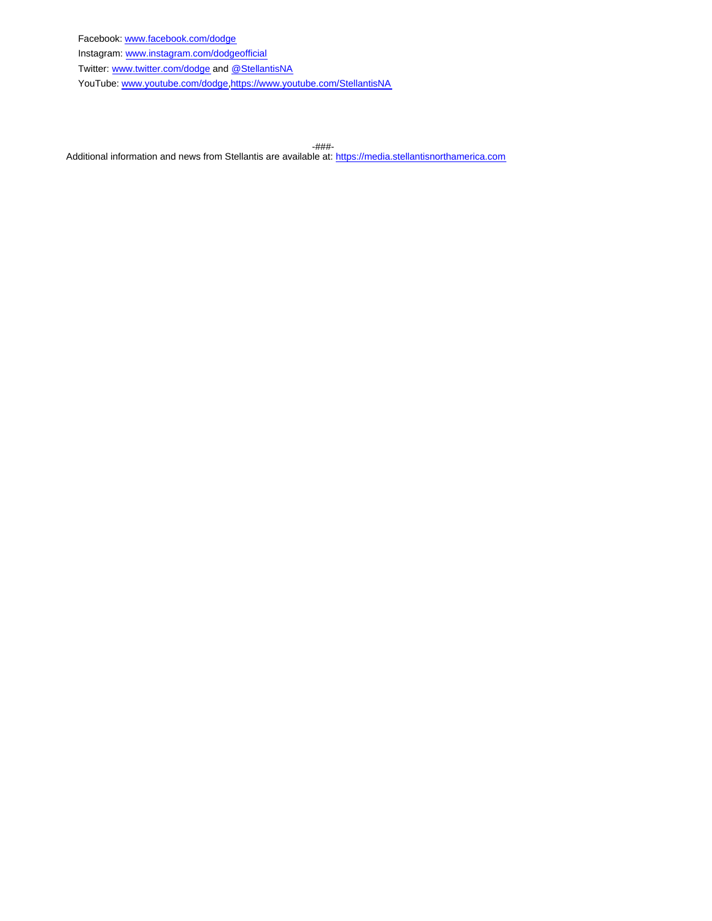Facebook: www.facebook.com/dodge

Instagram: www.instagram.com/dodgeofficial

Twitter: www.twitter.com/dodge and @StellantisNA

YouTube: www.youtube.com/dodge,https://www.youtube.com/StellantisNA

-###-

Additional information and news from Stellantis are available at: https://media.stellantisnorthamerica.com